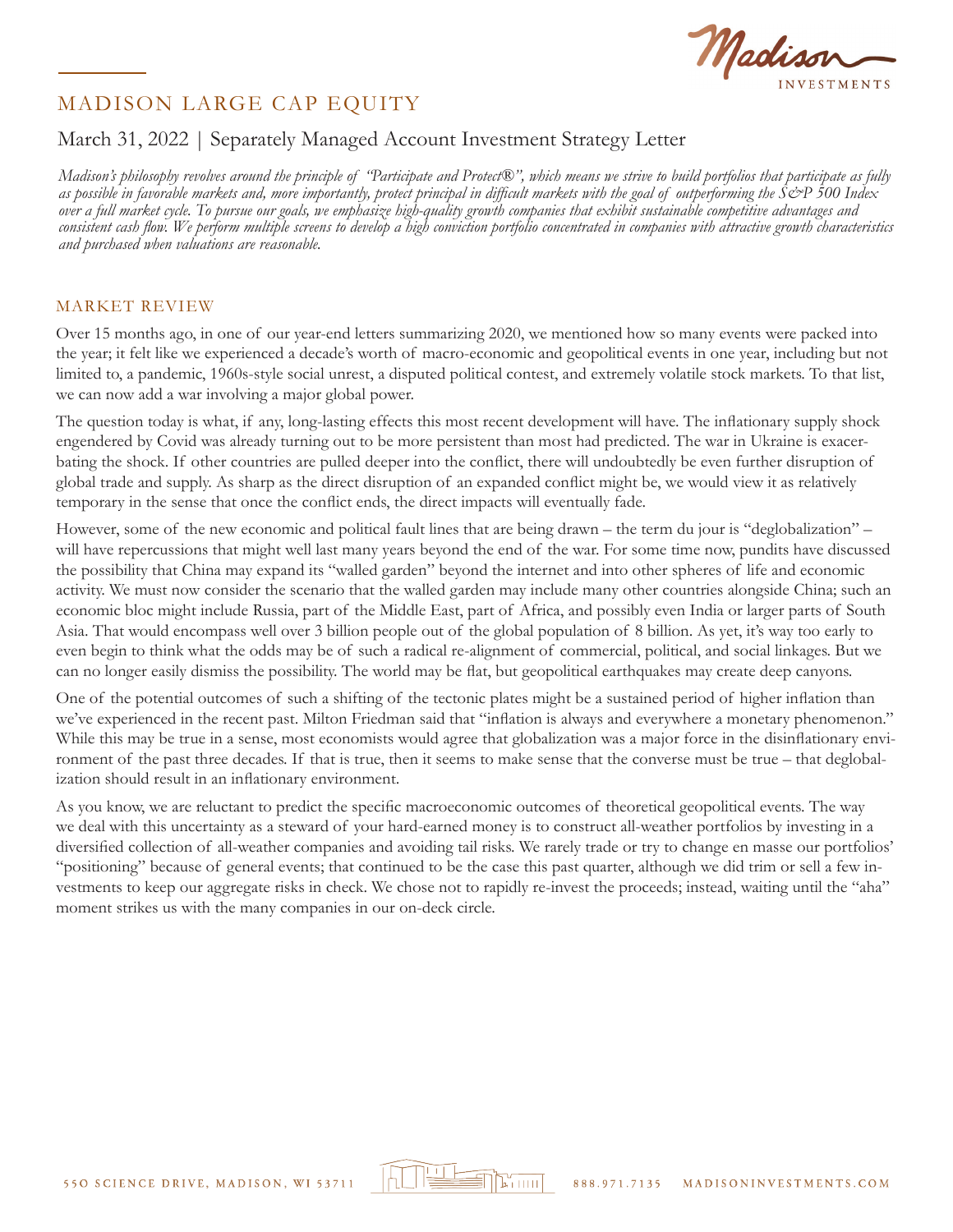# MADISON LARGE CAP EQUITY

## March 31, 2022 | Separately Managed Account Investment Strategy Letter

*Madison's philosophy revolves around the principle of "Participate and Protect®", which means we strive to build portfolios that participate as fully as possible in favorable markets and, more importantly, protect principal in difficult markets with the goal of outperforming the S&P 500 Index over a full market cycle. To pursue our goals, we emphasize high-quality growth companies that exhibit sustainable competitive advantages and consistent cash flow. We perform multiple screens to develop a high conviction portfolio concentrated in companies with attractive growth characteristics and purchased when valuations are reasonable.*

### MARKET REVIEW

Over 15 months ago, in one of our year-end letters summarizing 2020, we mentioned how so many events were packed into the year; it felt like we experienced a decade's worth of macro-economic and geopolitical events in one year, including but not limited to, a pandemic, 1960s-style social unrest, a disputed political contest, and extremely volatile stock markets. To that list, we can now add a war involving a major global power.

The question today is what, if any, long-lasting effects this most recent development will have. The inflationary supply shock engendered by Covid was already turning out to be more persistent than most had predicted. The war in Ukraine is exacerbating the shock. If other countries are pulled deeper into the conflict, there will undoubtedly be even further disruption of global trade and supply. As sharp as the direct disruption of an expanded conflict might be, we would view it as relatively temporary in the sense that once the conflict ends, the direct impacts will eventually fade.

However, some of the new economic and political fault lines that are being drawn – the term du jour is "deglobalization" – will have repercussions that might well last many years beyond the end of the war. For some time now, pundits have discussed the possibility that China may expand its "walled garden" beyond the internet and into other spheres of life and economic activity. We must now consider the scenario that the walled garden may include many other countries alongside China; such an economic bloc might include Russia, part of the Middle East, part of Africa, and possibly even India or larger parts of South Asia. That would encompass well over 3 billion people out of the global population of 8 billion. As yet, it's way too early to even begin to think what the odds may be of such a radical re-alignment of commercial, political, and social linkages. But we can no longer easily dismiss the possibility. The world may be flat, but geopolitical earthquakes may create deep canyons.

One of the potential outcomes of such a shifting of the tectonic plates might be a sustained period of higher inflation than we've experienced in the recent past. Milton Friedman said that "inflation is always and everywhere a monetary phenomenon." While this may be true in a sense, most economists would agree that globalization was a major force in the disinflationary environment of the past three decades. If that is true, then it seems to make sense that the converse must be true – that deglobalization should result in an inflationary environment.

As you know, we are reluctant to predict the specific macroeconomic outcomes of theoretical geopolitical events. The way we deal with this uncertainty as a steward of your hard-earned money is to construct all-weather portfolios by investing in a diversified collection of all-weather companies and avoiding tail risks. We rarely trade or try to change en masse our portfolios' "positioning" because of general events; that continued to be the case this past quarter, although we did trim or sell a few investments to keep our aggregate risks in check. We chose not to rapidly re-invest the proceeds; instead, waiting until the "aha" moment strikes us with the many companies in our on-deck circle.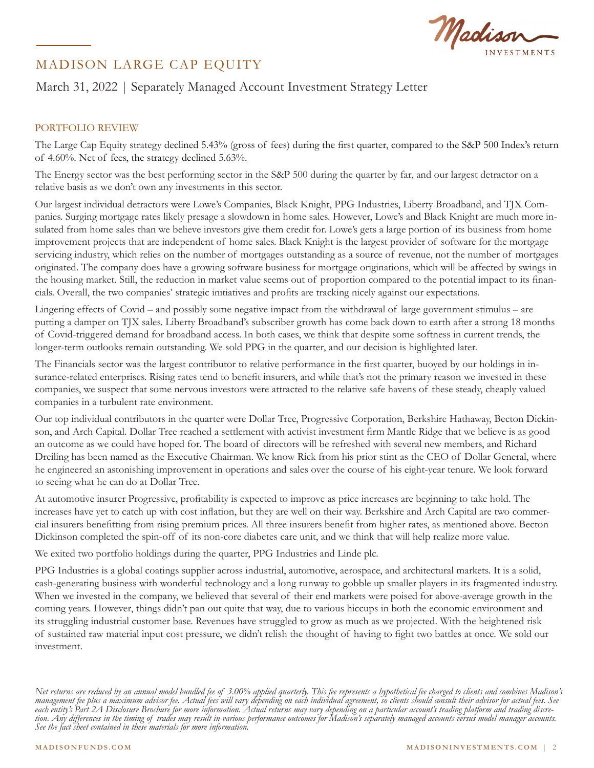# MADISON LARGE CAP EQUITY

March 31, 2022 | Separately Managed Account Investment Strategy Letter

## PORTFOLIO REVIEW

The Large Cap Equity strategy declined 5.43% (gross of fees) during the first quarter, compared to the S&P 500 Index's return of 4.60%. Net of fees, the strategy declined 5.63%.

The Energy sector was the best performing sector in the S&P 500 during the quarter by far, and our largest detractor on a relative basis as we don't own any investments in this sector.

Our largest individual detractors were Lowe's Companies, Black Knight, PPG Industries, Liberty Broadband, and TJX Companies. Surging mortgage rates likely presage a slowdown in home sales. However, Lowe's and Black Knight are much more insulated from home sales than we believe investors give them credit for. Lowe's gets a large portion of its business from home improvement projects that are independent of home sales. Black Knight is the largest provider of software for the mortgage servicing industry, which relies on the number of mortgages outstanding as a source of revenue, not the number of mortgages originated. The company does have a growing software business for mortgage originations, which will be affected by swings in the housing market. Still, the reduction in market value seems out of proportion compared to the potential impact to its financials. Overall, the two companies' strategic initiatives and profits are tracking nicely against our expectations.

Lingering effects of Covid – and possibly some negative impact from the withdrawal of large government stimulus – are putting a damper on TJX sales. Liberty Broadband's subscriber growth has come back down to earth after a strong 18 months of Covid-triggered demand for broadband access. In both cases, we think that despite some softness in current trends, the longer-term outlooks remain outstanding. We sold PPG in the quarter, and our decision is highlighted later.

The Financials sector was the largest contributor to relative performance in the first quarter, buoyed by our holdings in insurance-related enterprises. Rising rates tend to benefit insurers, and while that's not the primary reason we invested in these companies, we suspect that some nervous investors were attracted to the relative safe havens of these steady, cheaply valued companies in a turbulent rate environment.

Our top individual contributors in the quarter were Dollar Tree, Progressive Corporation, Berkshire Hathaway, Becton Dickinson, and Arch Capital. Dollar Tree reached a settlement with activist investment firm Mantle Ridge that we believe is as good an outcome as we could have hoped for. The board of directors will be refreshed with several new members, and Richard Dreiling has been named as the Executive Chairman. We know Rick from his prior stint as the CEO of Dollar General, where he engineered an astonishing improvement in operations and sales over the course of his eight-year tenure. We look forward to seeing what he can do at Dollar Tree.

At automotive insurer Progressive, profitability is expected to improve as price increases are beginning to take hold. The increases have yet to catch up with cost inflation, but they are well on their way. Berkshire and Arch Capital are two commercial insurers benefitting from rising premium prices. All three insurers benefit from higher rates, as mentioned above. Becton Dickinson completed the spin-off of its non-core diabetes care unit, and we think that will help realize more value.

We exited two portfolio holdings during the quarter, PPG Industries and Linde plc.

PPG Industries is a global coatings supplier across industrial, automotive, aerospace, and architectural markets. It is a solid, cash-generating business with wonderful technology and a long runway to gobble up smaller players in its fragmented industry. When we invested in the company, we believed that several of their end markets were poised for above-average growth in the coming years. However, things didn't pan out quite that way, due to various hiccups in both the economic environment and its struggling industrial customer base. Revenues have struggled to grow as much as we projected. With the heightened risk of sustained raw material input cost pressure, we didn't relish the thought of having to fight two battles at once. We sold our investment.

*Net returns are reduced by an annual model bundled fee of 3.00% applied quarterly. This fee represents a hypothetical fee charged to clients and combines Madison's management fee plus a maximum advisor fee. Actual fees will vary depending on each individual agreement, so clients should consult their advisor for actual fees. See each entity's Part 2A Disclosure Brochure for more information. Actual returns may vary depending on a particular account's trading platform and trading discretion. Any differences in the timing of trades may result in various performance outcomes for Madison's separately managed accounts versus model manager accounts. See the fact sheet contained in these materials for more information.*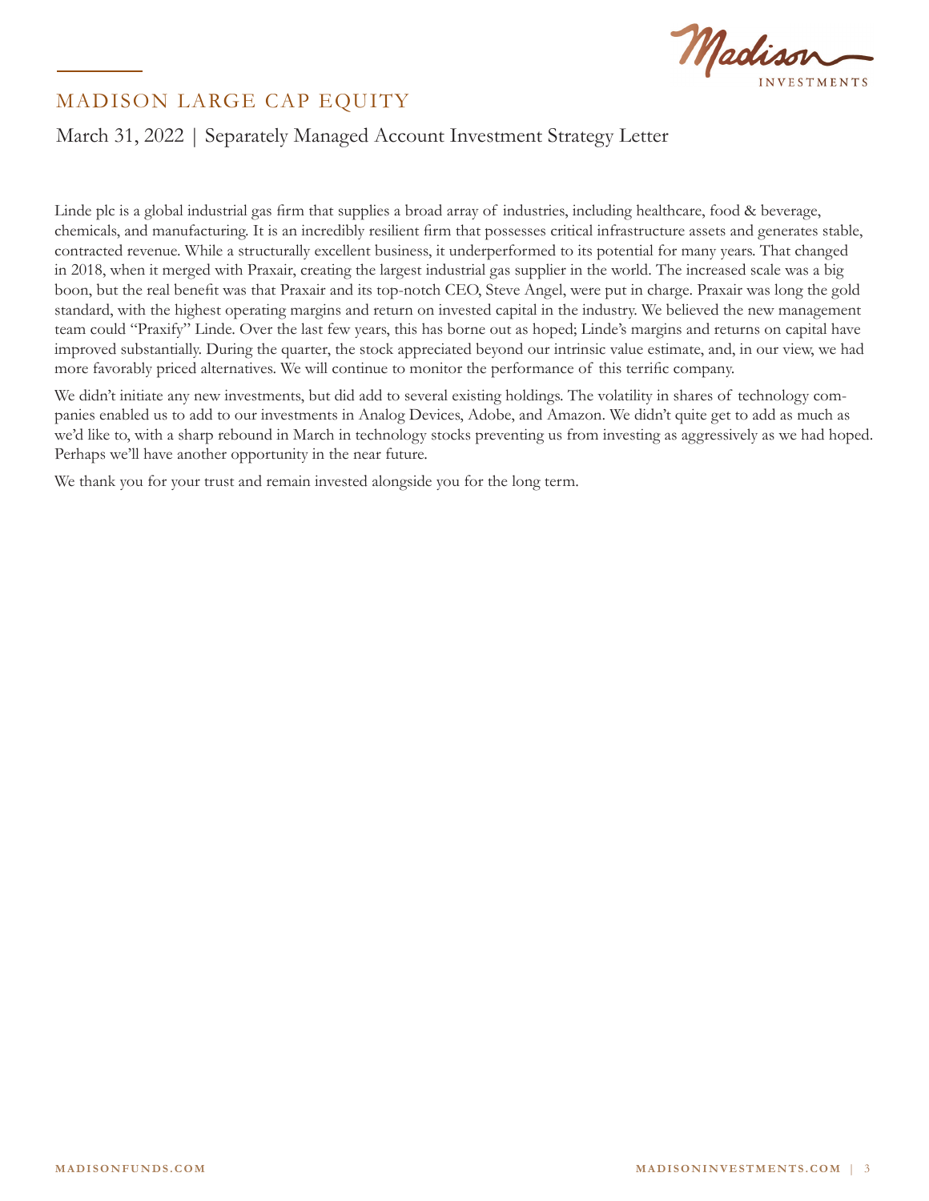Linde plc is a global industrial gas firm that supplies a broad array of industries, including healthcare, food & beverage, chemicals, and manufacturing. It is an incredibly resilient firm that possesses critical infrastructure assets and generates stable, contracted revenue. While a structurally excellent business, it underperformed to its potential for many years. That changed in 2018, when it merged with Praxair, creating the largest industrial gas supplier in the world. The increased scale was a big boon, but the real benefit was that Praxair and its top-notch CEO, Steve Angel, were put in charge. Praxair was long the gold standard, with the highest operating margins and return on invested capital in the industry. We believed the new management team could "Praxify" Linde. Over the last few years, this has borne out as hoped; Linde's margins and returns on capital have improved substantially. During the quarter, the stock appreciated beyond our intrinsic value estimate, and, in our view, we had more favorably priced alternatives. We will continue to monitor the performance of this terrific company.

We didn't initiate any new investments, but did add to several existing holdings. The volatility in shares of technology companies enabled us to add to our investments in Analog Devices, Adobe, and Amazon. We didn't quite get to add as much as we'd like to, with a sharp rebound in March in technology stocks preventing us from investing as aggressively as we had hoped. Perhaps we'll have another opportunity in the near future.

We thank you for your trust and remain invested alongside you for the long term.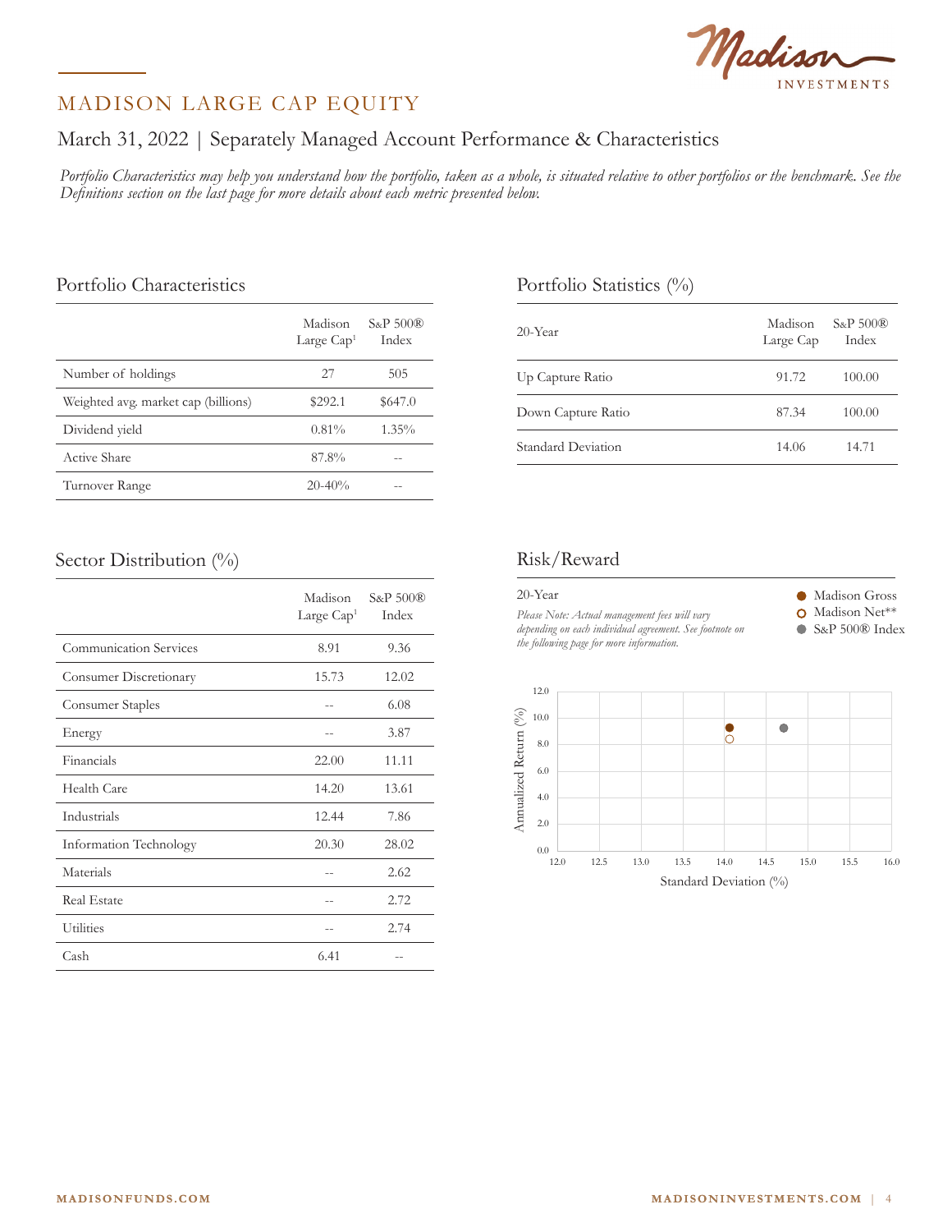# MADISON LARGE CAP EQUITY

## March 31, 2022 | Separately Managed Account Performance & Characteristics

*Portfolio Characteristics may help you understand how the portfolio, taken as a whole, is situated relative to other portfolios or the benchmark. See the Definitions section on the last page for more details about each metric presented below.*

### Portfolio Characteristics

| | Madison Large Cap[1] | S&P 500® Index |
|---|---|---|
| Number of holdings | 27 | 505 |
| Weighted avg. market cap (billions) | $292.1 | $647.0 |
| Dividend yield | 0.81% | 1.35% |
| Active Share | 87.8% | -- |
| Turnover Range | 20-40% | -- |

### Portfolio Statistics (%)

| 20-Year | Madison Large Cap | S&P 500® Index |
|---|---|---|
| Up Capture Ratio | 91.72 | 100.00 |
| Down Capture Ratio | 87.34 | 100.00 |
| Standard Deviation | 14.06 | 14.71 |

### Sector Distribution (%)

| | Madison Large Cap[1] | S&P 500® Index |
|---|---|---|
| Communication Services | 8.91 | 9.36 |
| Consumer Discretionary | 15.73 | 12.02 |
| Consumer Staples | -- | 6.08 |
| Energy | -- | 3.87 |
| Financials | 22.00 | 11.11 |
| Health Care | 14.20 | 13.61 |
| Industrials | 12.44 | 7.86 |
| Information Technology | 20.30 | 28.02 |
| Materials | -- | 2.62 |
| Real Estate | -- | 2.72 |
| Utilities | -- | 2.74 |
| Cash | 6.41 | -- |

### Risk/Reward

20-Year

*Please Note: Actual management fees will vary depending on each individual agreement. See footnote on the following page for more information.*

● Madison Gross
○ Madison Net**
● S&P 500® Index

Annualized Return (%) vs. Standard Deviation (%)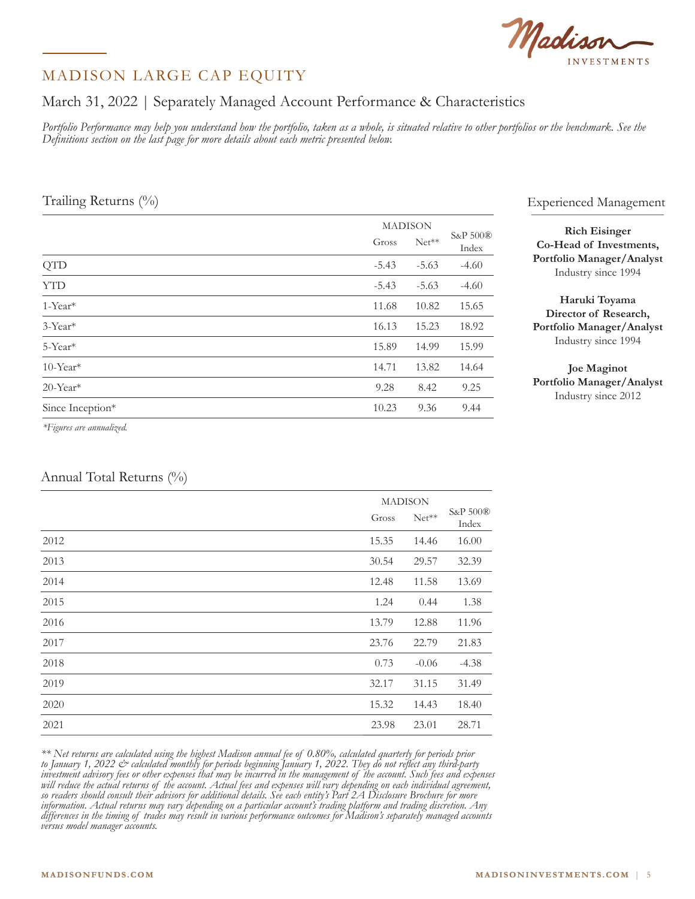# MADISON LARGE CAP EQUITY

## March 31, 2022 | Separately Managed Account Performance & Characteristics

*Portfolio Performance may help you understand how the portfolio, taken as a whole, is situated relative to other portfolios or the benchmark. See the Definitions section on the last page for more details about each metric presented below.*

### Trailing Returns (%)

| | MADISON | | S&P 500® Index |
|---|---|---|---|
| | Gross | Net** | |
| QTD | -5.43 | -5.63 | -4.60 |
| YTD | -5.43 | -5.63 | -4.60 |
| 1-Year* | 11.68 | 10.82 | 15.65 |
| 3-Year* | 16.13 | 15.23 | 18.92 |
| 5-Year* | 15.89 | 14.99 | 15.99 |
| 10-Year* | 14.71 | 13.82 | 14.64 |
| 20-Year* | 9.28 | 8.42 | 9.25 |
| Since Inception* | 10.23 | 9.36 | 9.44 |

*\*Figures are annualized.*

### Experienced Management

**Rich Eisinger**
**Co-Head of Investments, Portfolio Manager/Analyst**
Industry since 1994

**Haruki Toyama**
**Director of Research, Portfolio Manager/Analyst**
Industry since 1994

**Joe Maginot**
**Portfolio Manager/Analyst**
Industry since 2012

### Annual Total Returns (%)

| | MADISON | | S&P 500® Index |
|---|---|---|---|
| | Gross | Net** | |
| 2012 | 15.35 | 14.46 | 16.00 |
| 2013 | 30.54 | 29.57 | 32.39 |
| 2014 | 12.48 | 11.58 | 13.69 |
| 2015 | 1.24 | 0.44 | 1.38 |
| 2016 | 13.79 | 12.88 | 11.96 |
| 2017 | 23.76 | 22.79 | 21.83 |
| 2018 | 0.73 | -0.06 | -4.38 |
| 2019 | 32.17 | 31.15 | 31.49 |
| 2020 | 15.32 | 14.43 | 18.40 |
| 2021 | 23.98 | 23.01 | 28.71 |

*\*\* Net returns are calculated using the highest Madison annual fee of 0.80%, calculated quarterly for periods prior to January 1, 2022 & calculated monthly for periods beginning January 1, 2022. They do not reflect any third-party investment advisory fees or other expenses that may be incurred in the management of the account. Such fees and expenses will reduce the actual returns of the account. Actual fees and expenses will vary depending on each individual agreement, so readers should consult their advisors for additional details. See each entity's Part 2A Disclosure Brochure for more information. Actual returns may vary depending on a particular account's trading platform and trading discretion. Any differences in the timing of trades may result in various performance outcomes for Madison's separately managed accounts versus model manager accounts.*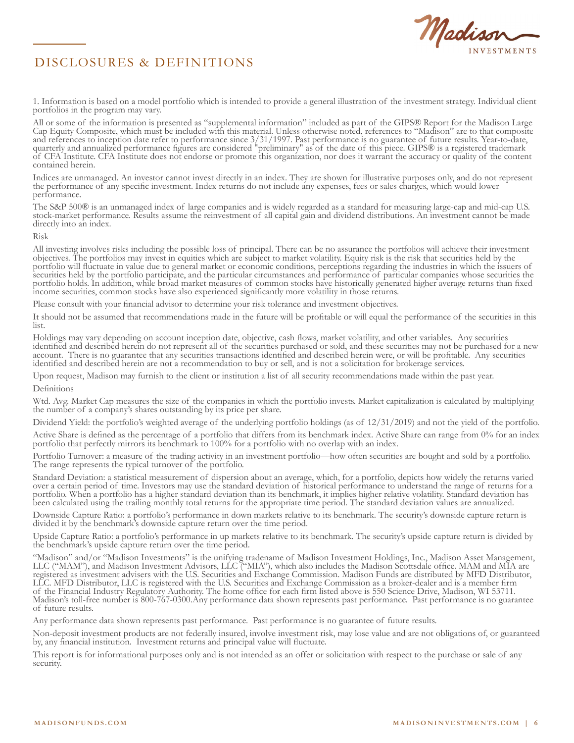# DISCLOSURES & DEFINITIONS

1. Information is based on a model portfolio which is intended to provide a general illustration of the investment strategy. Individual client portfolios in the program may vary.

All or some of the information is presented as "supplemental information" included as part of the GIPS® Report for the Madison Large Cap Equity Composite, which must be included with this material. Unless otherwise noted, references to "Madison" are to that composite and references to inception date refer to performance since 3/31/1997. Past performance is no guarantee of future results. Year-to-date, quarterly and annualized performance figures are considered "preliminary" as of the date of this piece. GIPS® is a registered trademark of CFA Institute. CFA Institute does not endorse or promote this organization, nor does it warrant the accuracy or quality of the content contained herein.

Indices are unmanaged. An investor cannot invest directly in an index. They are shown for illustrative purposes only, and do not represent the performance of any specific investment. Index returns do not include any expenses, fees or sales charges, which would lower performance.

The S&P 500® is an unmanaged index of large companies and is widely regarded as a standard for measuring large-cap and mid-cap U.S. stock-market performance. Results assume the reinvestment of all capital gain and dividend distributions. An investment cannot be made directly into an index.

Risk

All investing involves risks including the possible loss of principal. There can be no assurance the portfolios will achieve their investment objectives. The portfolios may invest in equities which are subject to market volatility. Equity risk is the risk that securities held by the portfolio will fluctuate in value due to general market or economic conditions, perceptions regarding the industries in which the issuers of securities held by the portfolio participate, and the particular circumstances and performance of particular companies whose securities the portfolio holds. In addition, while broad market measures of common stocks have historically generated higher average returns than fixed income securities, common stocks have also experienced significantly more volatility in those returns.

Please consult with your financial advisor to determine your risk tolerance and investment objectives.

It should not be assumed that recommendations made in the future will be profitable or will equal the performance of the securities in this list.

Holdings may vary depending on account inception date, objective, cash flows, market volatility, and other variables. Any securities identified and described herein do not represent all of the securities purchased or sold, and these securities may not be purchased for a new account. There is no guarantee that any securities transactions identified and described herein were, or will be profitable. Any securities identified and described herein are not a recommendation to buy or sell, and is not a solicitation for brokerage services.

Upon request, Madison may furnish to the client or institution a list of all security recommendations made within the past year.

Definitions

Wtd. Avg. Market Cap measures the size of the companies in which the portfolio invests. Market capitalization is calculated by multiplying the number of a company's shares outstanding by its price per share.

Dividend Yield: the portfolio's weighted average of the underlying portfolio holdings (as of 12/31/2019) and not the yield of the portfolio.

Active Share is defined as the percentage of a portfolio that differs from its benchmark index. Active Share can range from 0% for an index portfolio that perfectly mirrors its benchmark to 100% for a portfolio with no overlap with an index.

Portfolio Turnover: a measure of the trading activity in an investment portfolio—how often securities are bought and sold by a portfolio. The range represents the typical turnover of the portfolio.

Standard Deviation: a statistical measurement of dispersion about an average, which, for a portfolio, depicts how widely the returns varied over a certain period of time. Investors may use the standard deviation of historical performance to understand the range of returns for a portfolio. When a portfolio has a higher standard deviation than its benchmark, it implies higher relative volatility. Standard deviation has been calculated using the trailing monthly total returns for the appropriate time period. The standard deviation values are annualized.

Downside Capture Ratio: a portfolio's performance in down markets relative to its benchmark. The security's downside capture return is divided it by the benchmark's downside capture return over the time period.

Upside Capture Ratio: a portfolio's performance in up markets relative to its benchmark. The security's upside capture return is divided by the benchmark's upside capture return over the time period.

"Madison" and/or "Madison Investments" is the unifying tradename of Madison Investment Holdings, Inc., Madison Asset Management, LLC ("MAM"), and Madison Investment Advisors, LLC ("MIA"), which also includes the Madison Scottsdale office. MAM and MIA are registered as investment advisers with the U.S. Securities and Exchange Commission. Madison Funds are distributed by MFD Distributor, LLC. MFD Distributor, LLC is registered with the U.S. Securities and Exchange Commission as a broker-dealer and is a member firm of the Financial Industry Regulatory Authority. The home office for each firm listed above is 550 Science Drive, Madison, WI 53711. Madison's toll-free number is 800-767-0300.Any performance data shown represents past performance. Past performance is no guarantee of future results.

Any performance data shown represents past performance. Past performance is no guarantee of future results.

Non-deposit investment products are not federally insured, involve investment risk, may lose value and are not obligations of, or guaranteed by, any financial institution. Investment returns and principal value will fluctuate.

This report is for informational purposes only and is not intended as an offer or solicitation with respect to the purchase or sale of any security.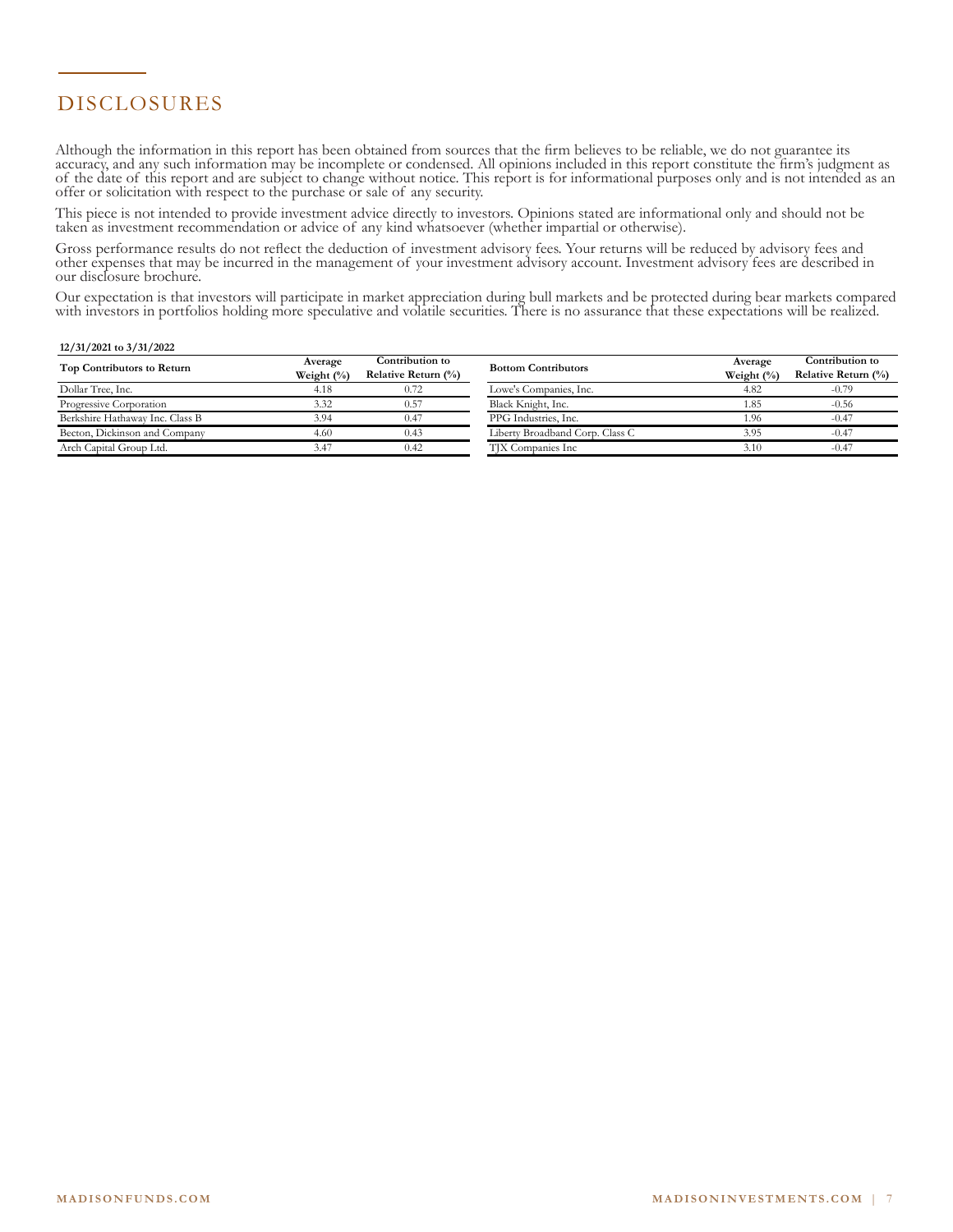# DISCLOSURES

Although the information in this report has been obtained from sources that the firm believes to be reliable, we do not guarantee its accuracy, and any such information may be incomplete or condensed. All opinions included in this report constitute the firm's judgment as of the date of this report and are subject to change without notice. This report is for informational purposes only and is not intended as an offer or solicitation with respect to the purchase or sale of any security.

This piece is not intended to provide investment advice directly to investors. Opinions stated are informational only and should not be taken as investment recommendation or advice of any kind whatsoever (whether impartial or otherwise).

Gross performance results do not reflect the deduction of investment advisory fees. Your returns will be reduced by advisory fees and other expenses that may be incurred in the management of your investment advisory account. Investment advisory fees are described in our disclosure brochure.

Our expectation is that investors will participate in market appreciation during bull markets and be protected during bear markets compared with investors in portfolios holding more speculative and volatile securities. There is no assurance that these expectations will be realized.

**12/31/2021 to 3/31/2022**

| Top Contributors to Return | Average Weight (%) | Contribution to Relative Return (%) |
|---|---|---|
| Dollar Tree, Inc. | 4.18 | 0.72 |
| Progressive Corporation | 3.32 | 0.57 |
| Berkshire Hathaway Inc. Class B | 3.94 | 0.47 |
| Becton, Dickinson and Company | 4.60 | 0.43 |
| Arch Capital Group Ltd. | 3.47 | 0.42 |

| Bottom Contributors | Average Weight (%) | Contribution to Relative Return (%) |
|---|---|---|
| Lowe's Companies, Inc. | 4.82 | -0.79 |
| Black Knight, Inc. | 1.85 | -0.56 |
| PPG Industries, Inc. | 1.96 | -0.47 |
| Liberty Broadband Corp. Class C | 3.95 | -0.47 |
| TJX Companies Inc | 3.10 | -0.47 |

MADISONFUNDS.COM

MADISONINVESTMENTS.COM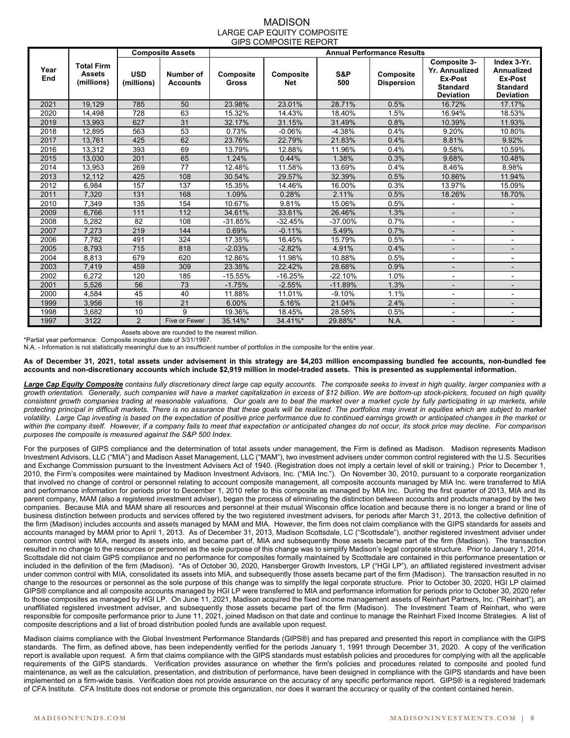# MADISON
## LARGE CAP EQUITY COMPOSITE
### GIPS COMPOSITE REPORT

| Year End | Total Firm Assets (millions) | Composite Assets | | Annual Performance Results | | | | | |
|---|---|---|---|---|---|---|---|---|---|
| | | USD (millions) | Number of Accounts | Composite Gross | Composite Net | S&P 500 | Composite Dispersion | Composite 3-Yr. Annualized Ex-Post Standard Deviation | Index 3-Yr. Annualized Ex-Post Standard Deviation |
| 2021 | 19,129 | 785 | 50 | 23.98% | 23.01% | 28.71% | 0.5% | 16.72% | 17.17% |
| 2020 | 14,498 | 728 | 63 | 15.32% | 14.43% | 18.40% | 1.5% | 16.94% | 18.53% |
| 2019 | 13,993 | 627 | 31 | 32.17% | 31.15% | 31.49% | 0.8% | 10.39% | 11.93% |
| 2018 | 12,895 | 563 | 53 | 0.73% | -0.06% | -4.38% | 0.4% | 9.20% | 10.80% |
| 2017 | 13,761 | 425 | 62 | 23.76% | 22.79% | 21.83% | 0.4% | 8.81% | 9.92% |
| 2016 | 13,312 | 393 | 69 | 13.79% | 12.88% | 11.96% | 0.4% | 9.58% | 10.59% |
| 2015 | 13,030 | 201 | 65 | 1.24% | 0.44% | 1.38% | 0.3% | 9.68% | 10.48% |
| 2014 | 13,953 | 269 | 77 | 12.48% | 11.58% | 13.69% | 0.4% | 8.46% | 8.98% |
| 2013 | 12,112 | 425 | 108 | 30.54% | 29.57% | 32.39% | 0.5% | 10.86% | 11.94% |
| 2012 | 6,984 | 157 | 137 | 15.35% | 14.46% | 16.00% | 0.3% | 13.97% | 15.09% |
| 2011 | 7,320 | 131 | 168 | 1.09% | 0.28% | 2.11% | 0.5% | 18.26% | 18.70% |
| 2010 | 7,349 | 135 | 154 | 10.67% | 9.81% | 15.06% | 0.5% | - | - |
| 2009 | 6,766 | 111 | 112 | 34.61% | 33.61% | 26.46% | 1.3% | - | - |
| 2008 | 5,282 | 82 | 108 | -31.85% | -32.45% | -37.00% | 0.7% | - | - |
| 2007 | 7,273 | 219 | 144 | 0.69% | -0.11% | 5.49% | 0.7% | - | - |
| 2006 | 7,782 | 491 | 324 | 17.35% | 16.45% | 15.79% | 0.5% | - | - |
| 2005 | 8,793 | 715 | 818 | -2.03% | -2.82% | 4.91% | 0.4% | - | - |
| 2004 | 8,813 | 679 | 620 | 12.86% | 11.98% | 10.88% | 0.5% | - | - |
| 2003 | 7,419 | 459 | 309 | 23.35% | 22.42% | 28.68% | 0.9% | - | - |
| 2002 | 6,272 | 120 | 185 | -15.55% | -16.25% | -22.10% | 1.0% | - | - |
| 2001 | 5,526 | 56 | 73 | -1.75% | -2.55% | -11.89% | 1.3% | - | - |
| 2000 | 4,584 | 45 | 40 | 11.88% | 11.01% | -9.10% | 1.1% | - | - |
| 1999 | 3,956 | 16 | 21 | 6.00% | 5.16% | 21.04% | 2.4% | - | - |
| 1998 | 3,682 | 10 | 9 | 19.36% | 18.45% | 28.58% | 0.5% | - | - |
| 1997 | 3122 | 2 | Five or Fewer | 35.14%* | 34.41%* | 29.88%* | N.A. | - | - |

Assets above are rounded to the nearest million.

*Partial year performance. Composite inception date of 3/31/1997.

N.A. - Information is not statistically meaningful due to an insufficient number of portfolios in the composite for the entire year.

**As of December 31, 2021, total assets under advisement in this strategy are $4,203 million encompassing bundled fee accounts, non-bundled fee accounts and non-discretionary accounts which include $2,919 million in model-traded assets. This is presented as supplemental information.**

***Large Cap Equity Composite*** *contains fully discretionary direct large cap equity accounts. The composite seeks to invest in high quality, larger companies with a growth orientation. Generally, such companies will have a market capitalization in excess of $12 billion. We are bottom-up stock-pickers, focused on high quality consistent growth companies trading at reasonable valuations. Our goals are to beat the market over a market cycle by fully participating in up markets, while protecting principal in difficult markets. There is no assurance that these goals will be realized. The portfolios may invest in equities which are subject to market volatility. Large Cap investing is based on the expectation of positive price performance due to continued earnings growth or anticipated changes in the market or within the company itself. However, if a company fails to meet that expectation or anticipated changes do not occur, its stock price may decline. For comparison purposes the composite is measured against the S&P 500 Index.*

For the purposes of GIPS compliance and the determination of total assets under management, the Firm is defined as Madison. Madison represents Madison Investment Advisors, LLC ("MIA") and Madison Asset Management, LLC ("MAM"), two investment advisers under common control registered with the U.S. Securities and Exchange Commission pursuant to the Investment Advisers Act of 1940. (Registration does not imply a certain level of skill or training.) Prior to December 1, 2010, the Firm's composites were maintained by Madison Investment Advisors, Inc. ("MIA Inc."). On November 30, 2010, pursuant to a corporate reorganization that involved no change of control or personnel relating to account composite management, all composite accounts managed by MIA Inc. were transferred to MIA and performance information for periods prior to December 1, 2010 refer to this composite as managed by MIA Inc. During the first quarter of 2013, MIA and its parent company, MAM (also a registered investment adviser), began the process of eliminating the distinction between accounts and products managed by the two companies. Because MIA and MAM share all resources and personnel at their mutual Wisconsin office location and because there is no longer a brand or line of business distinction between products and services offered by the two registered investment advisers, for periods after March 31, 2013, the collective definition of the firm (Madison) includes accounts and assets managed by MAM and MIA. However, the firm does not claim compliance with the GIPS standards for assets and accounts managed by MAM prior to April 1, 2013. As of December 31, 2013, Madison Scottsdale, LC ("Scottsdale"), another registered investment adviser under common control with MIA, merged its assets into, and became part of, MIA and subsequently those assets became part of the firm (Madison). The transaction resulted in no change to the resources or personnel as the sole purpose of this change was to simplify Madison's legal corporate structure. Prior to January 1, 2014, Scottsdale did not claim GIPS compliance and no performance for composites formally maintained by Scottsdale are contained in this performance presentation or included in the definition of the firm (Madison). *As of October 30, 2020, Hansberger Growth Investors, LP ("HGI LP"), an affiliated registered investment adviser under common control with MIA, consolidated its assets into MIA, and subsequently those assets became part of the firm (Madison). The transaction resulted in no change to the resources or personnel as the sole purpose of this change was to simplify the legal corporate structure. Prior to October 30, 2020, HGI LP claimed GIPS® compliance and all composite accounts managed by HGI LP were transferred to MIA and performance information for periods prior to October 30, 2020 refer to those composites as managed by HGI LP. On June 11, 2021, Madison acquired the fixed income management assets of Reinhart Partners, Inc. ("Reinhart"), an unaffiliated registered investment adviser, and subsequently those assets became part of the firm (Madison). The Investment Team of Reinhart, who were responsible for composite performance prior to June 11, 2021, joined Madison on that date and continue to manage the Reinhart Fixed Income Strategies. A list of composite descriptions and a list of broad distribution pooled funds are available upon request.

Madison claims compliance with the Global Investment Performance Standards (GIPS®) and has prepared and presented this report in compliance with the GIPS standards. The firm, as defined above, has been independently verified for the periods January 1, 1991 through December 31, 2020. A copy of the verification report is available upon request. A firm that claims compliance with the GIPS standards must establish policies and procedures for complying with all the applicable requirements of the GIPS standards. Verification provides assurance on whether the firm's policies and procedures related to composite and pooled fund maintenance, as well as the calculation, presentation, and distribution of performance, have been designed in compliance with the GIPS standards and have been implemented on a firm-wide basis. Verification does not provide assurance on the accuracy of any specific performance report. GIPS® is a registered trademark of CFA Institute. CFA Institute does not endorse or promote this organization, nor does it warrant the accuracy or quality of the content contained herein.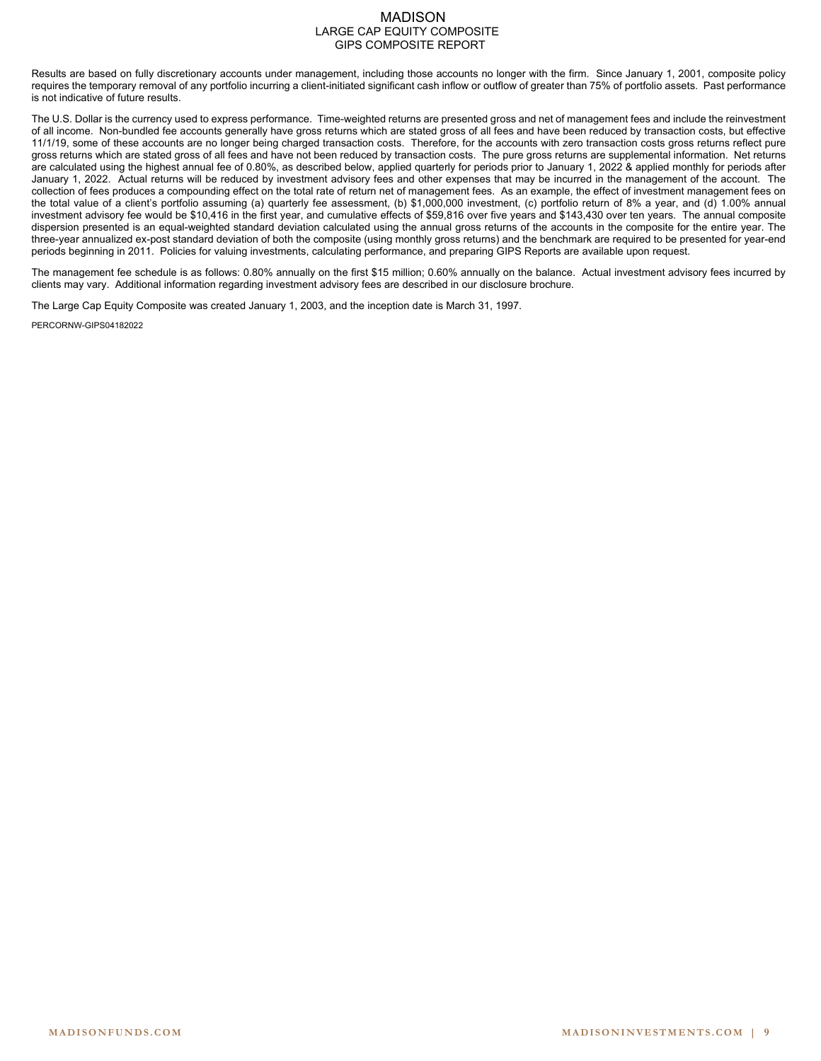# MADISON

## LARGE CAP EQUITY COMPOSITE

## GIPS COMPOSITE REPORT

Results are based on fully discretionary accounts under management, including those accounts no longer with the firm. Since January 1, 2001, composite policy requires the temporary removal of any portfolio incurring a client-initiated significant cash inflow or outflow of greater than 75% of portfolio assets. Past performance is not indicative of future results.

The U.S. Dollar is the currency used to express performance. Time-weighted returns are presented gross and net of management fees and include the reinvestment of all income. Non-bundled fee accounts generally have gross returns which are stated gross of all fees and have been reduced by transaction costs, but effective 11/1/19, some of these accounts are no longer being charged transaction costs. Therefore, for the accounts with zero transaction costs gross returns reflect pure gross returns which are stated gross of all fees and have not been reduced by transaction costs. The pure gross returns are supplemental information. Net returns are calculated using the highest annual fee of 0.80%, as described below, applied quarterly for periods prior to January 1, 2022 & applied monthly for periods after January 1, 2022. Actual returns will be reduced by investment advisory fees and other expenses that may be incurred in the management of the account. The collection of fees produces a compounding effect on the total rate of return net of management fees. As an example, the effect of investment management fees on the total value of a client's portfolio assuming (a) quarterly fee assessment, (b) $1,000,000 investment, (c) portfolio return of 8% a year, and (d) 1.00% annual investment advisory fee would be $10,416 in the first year, and cumulative effects of $59,816 over five years and $143,430 over ten years. The annual composite dispersion presented is an equal-weighted standard deviation calculated using the annual gross returns of the accounts in the composite for the entire year. The three-year annualized ex-post standard deviation of both the composite (using monthly gross returns) and the benchmark are required to be presented for year-end periods beginning in 2011. Policies for valuing investments, calculating performance, and preparing GIPS Reports are available upon request.

The management fee schedule is as follows: 0.80% annually on the first $15 million; 0.60% annually on the balance. Actual investment advisory fees incurred by clients may vary. Additional information regarding investment advisory fees are described in our disclosure brochure.

The Large Cap Equity Composite was created January 1, 2003, and the inception date is March 31, 1997.

PERCORNW-GIPS04182022